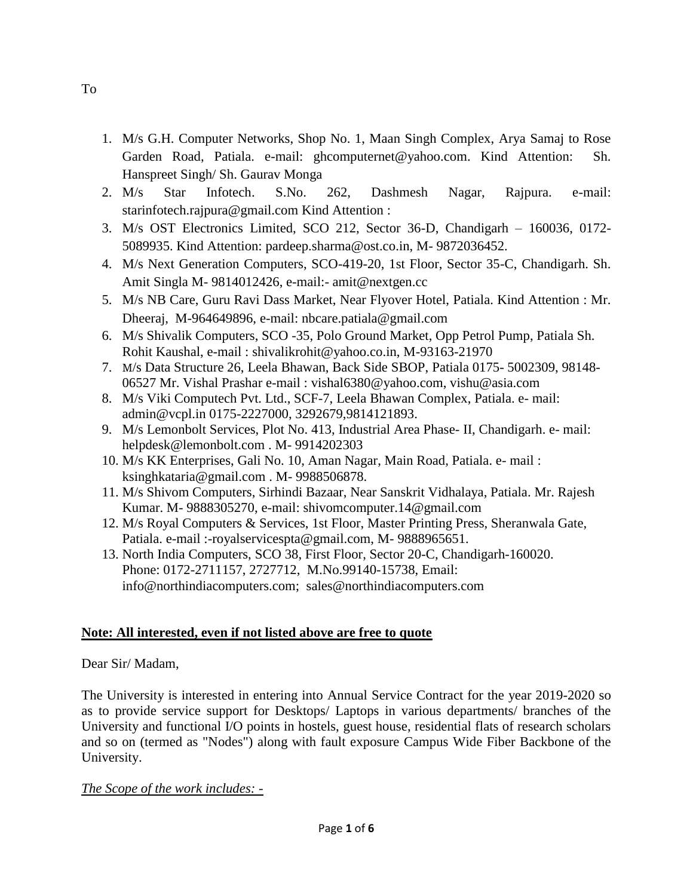To

1. M/s G.H. Computer Networks, Shop No. 1, Maan Singh Complex, Arya Samaj to Rose Garden Road, Patiala. e-mail: ghcomputernet@yahoo.com. Kind Attention: Sh. Hanspreet Singh/ Sh. Gaurav Monga
2. M/s Star Infotech. S.No. 262, Dashmesh Nagar, Rajpura. e-mail: starinfotech.rajpura@gmail.com Kind Attention :
3. M/s OST Electronics Limited, SCO 212, Sector 36-D, Chandigarh – 160036, 0172-5089935. Kind Attention: pardeep.sharma@ost.co.in, M- 9872036452.
4. M/s Next Generation Computers, SCO-419-20, 1st Floor, Sector 35-C, Chandigarh. Sh. Amit Singla M- 9814012426, e-mail:- amit@nextgen.cc
5. M/s NB Care, Guru Ravi Dass Market, Near Flyover Hotel, Patiala. Kind Attention : Mr. Dheeraj, M-964649896, e-mail: nbcare.patiala@gmail.com
6. M/s Shivalik Computers, SCO -35, Polo Ground Market, Opp Petrol Pump, Patiala Sh. Rohit Kaushal, e-mail : shivalikrohit@yahoo.co.in, M-93163-21970
7. M/s Data Structure 26, Leela Bhawan, Back Side SBOP, Patiala 0175- 5002309, 98148-06527 Mr. Vishal Prashar e-mail : vishal6380@yahoo.com, vishu@asia.com
8. M/s Viki Computech Pvt. Ltd., SCF-7, Leela Bhawan Complex, Patiala. e- mail: admin@vcpl.in 0175-2227000, 3292679,9814121893.
9. M/s Lemonbolt Services, Plot No. 413, Industrial Area Phase- II, Chandigarh. e- mail: helpdesk@lemonbolt.com . M- 9914202303
10. M/s KK Enterprises, Gali No. 10, Aman Nagar, Main Road, Patiala. e- mail : ksinghkataria@gmail.com . M- 9988506878.
11. M/s Shivom Computers, Sirhindi Bazaar, Near Sanskrit Vidhalaya, Patiala. Mr. Rajesh Kumar. M- 9888305270, e-mail: shivomcomputer.14@gmail.com
12. M/s Royal Computers & Services, 1st Floor, Master Printing Press, Sheranwala Gate, Patiala. e-mail :-royalservicespta@gmail.com, M- 9888965651.
13. North India Computers, SCO 38, First Floor, Sector 20-C, Chandigarh-160020. Phone: 0172-2711157, 2727712, M.No.99140-15738, Email: info@northindiacomputers.com; sales@northindiacomputers.com

**Note: All interested, even if not listed above are free to quote**

Dear Sir/ Madam,

The University is interested in entering into Annual Service Contract for the year 2019-2020 so as to provide service support for Desktops/ Laptops in various departments/ branches of the University and functional I/O points in hostels, guest house, residential flats of research scholars and so on (termed as "Nodes") along with fault exposure Campus Wide Fiber Backbone of the University.

*The Scope of the work includes: -*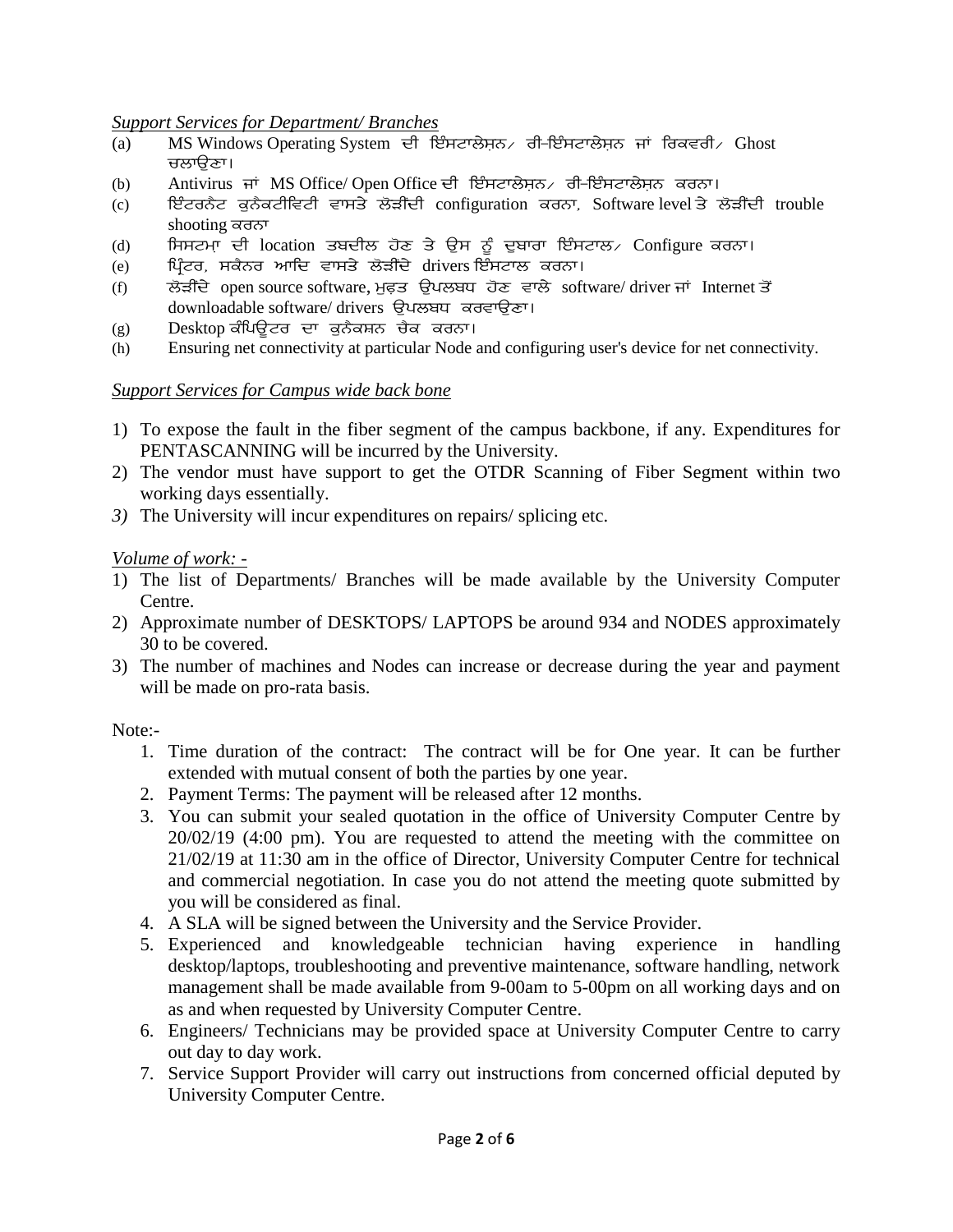*Support Services for Department/ Branches*

(a) MS Windows Operating System ਦੀ ਇੰਸਟਾਲੇਸ਼ਨ/ ਰੀ-ਇੰਸਟਾਲੇਸ਼ਨ ਜਾਂ ਰਿਕਵਰੀ/ Ghost ਚਲਾਉਣਾ।

(b) Antivirus ਜਾਂ MS Office/ Open Office ਦੀ ਇੰਸਟਾਲੇਸ਼ਨ/ ਰੀ-ਇੰਸਟਾਲੇਸ਼ਨ ਕਰਨਾ।

(c) ਇੰਟਰਨੈਟ ਕੁਨੈਕਟੀਵਿਟੀ ਵਾਸਤੇ ਲੋੜੀਂਦੀ configuration ਕਰਨਾ, Software level ਤੇ ਲੋੜੀਂਦੀ trouble shooting ਕਰਨਾ

(d) ਸਿਸਟਮਾ ਦੀ location ਤਬਦੀਲ ਹੋਣ ਤੇ ਉਸ ਨੂੰ ਦੁਬਾਰਾ ਇੰਸਟਾਲ/ Configure ਕਰਨਾ।

(e) ਪ੍ਰਿੰਟਰ, ਸਕੈਨਰ ਆਦਿ ਵਾਸਤੇ ਲੋੜੀਂਦੇ drivers ਇੰਸਟਾਲ ਕਰਨਾ।

(f) ਲੋੜੀਂਦੇ open source software, ਮੁਫ਼ਤ ਉਪਲਬਧ ਹੋਣ ਵਾਲੇ software/ driver ਜਾਂ Internet ਤੋਂ downloadable software/ drivers ਉਪਲਬਧ ਕਰਵਾਉਣਾ।

(g) Desktop ਕੰਪਿਊਟਰ ਦਾ ਕੁਨੈਕਸ਼ਨ ਚੈਕ ਕਰਨਾ।

(h) Ensuring net connectivity at particular Node and configuring user's device for net connectivity.

*Support Services for Campus wide back bone*

1) To expose the fault in the fiber segment of the campus backbone, if any. Expenditures for PENTASCANNING will be incurred by the University.
2) The vendor must have support to get the OTDR Scanning of Fiber Segment within two working days essentially.
3) The University will incur expenditures on repairs/ splicing etc.

*Volume of work: -*

1) The list of Departments/ Branches will be made available by the University Computer Centre.
2) Approximate number of DESKTOPS/ LAPTOPS be around 934 and NODES approximately 30 to be covered.
3) The number of machines and Nodes can increase or decrease during the year and payment will be made on pro-rata basis.

Note:-

1. Time duration of the contract: The contract will be for One year. It can be further extended with mutual consent of both the parties by one year.
2. Payment Terms: The payment will be released after 12 months.
3. You can submit your sealed quotation in the office of University Computer Centre by 20/02/19 (4:00 pm). You are requested to attend the meeting with the committee on 21/02/19 at 11:30 am in the office of Director, University Computer Centre for technical and commercial negotiation. In case you do not attend the meeting quote submitted by you will be considered as final.
4. A SLA will be signed between the University and the Service Provider.
5. Experienced and knowledgeable technician having experience in handling desktop/laptops, troubleshooting and preventive maintenance, software handling, network management shall be made available from 9-00am to 5-00pm on all working days and on as and when requested by University Computer Centre.
6. Engineers/ Technicians may be provided space at University Computer Centre to carry out day to day work.
7. Service Support Provider will carry out instructions from concerned official deputed by University Computer Centre.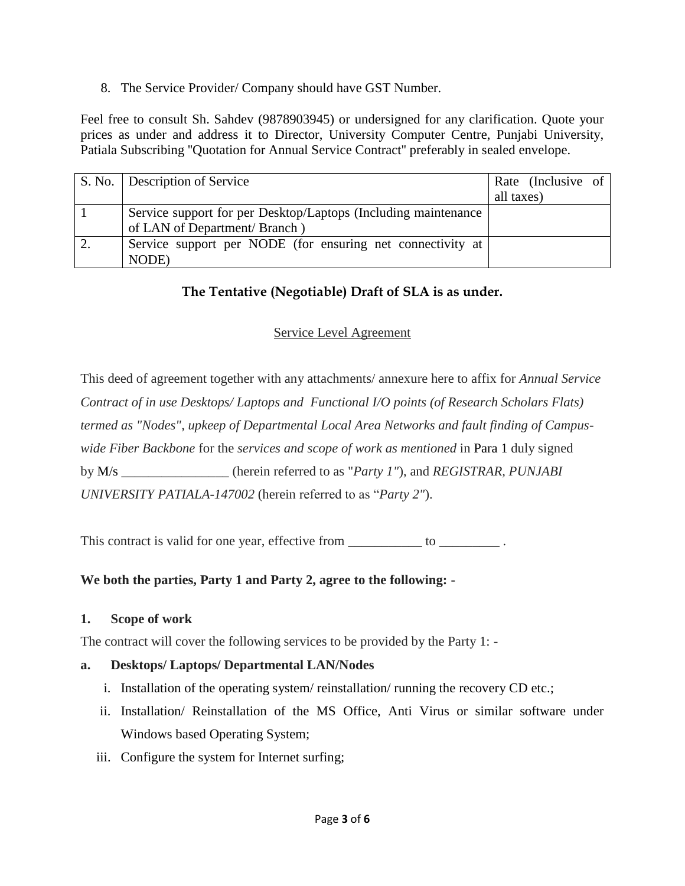8. The Service Provider/ Company should have GST Number.

Feel free to consult Sh. Sahdev (9878903945) or undersigned for any clarification. Quote your prices as under and address it to Director, University Computer Centre, Punjabi University, Patiala Subscribing "Quotation for Annual Service Contract" preferably in sealed envelope.

| S. No. | Description of Service | Rate (Inclusive of all taxes) |
|---|---|---|
| 1 | Service support for per Desktop/Laptops (Including maintenance of LAN of Department/ Branch ) | |
| 2. | Service support per NODE (for ensuring net connectivity at NODE) | |

## The Tentative (Negotiable) Draft of SLA is as under.

### Service Level Agreement

This deed of agreement together with any attachments/ annexure here to affix for *Annual Service Contract of in use Desktops/ Laptops and Functional I/O points (of Research Scholars Flats) termed as "Nodes", upkeep of Departmental Local Area Networks and fault finding of Campus-wide Fiber Backbone* for the *services and scope of work as mentioned* in Para 1 duly signed by M/s ________________ (herein referred to as "*Party 1"*), and *REGISTRAR, PUNJABI UNIVERSITY PATIALA-147002* (herein referred to as "*Party 2"*).

This contract is valid for one year, effective from ___________ to _________ .

**We both the parties, Party 1 and Party 2, agree to the following: -**

**1. Scope of work**

The contract will cover the following services to be provided by the Party 1: -

**a. Desktops/ Laptops/ Departmental LAN/Nodes**

i. Installation of the operating system/ reinstallation/ running the recovery CD etc.;

ii. Installation/ Reinstallation of the MS Office, Anti Virus or similar software under Windows based Operating System;

iii. Configure the system for Internet surfing;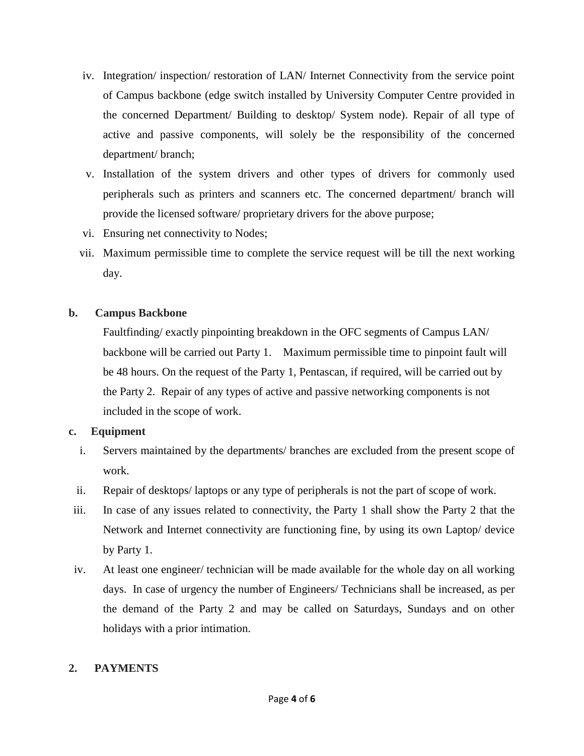iv. Integration/ inspection/ restoration of LAN/ Internet Connectivity from the service point of Campus backbone (edge switch installed by University Computer Centre provided in the concerned Department/ Building to desktop/ System node). Repair of all type of active and passive components, will solely be the responsibility of the concerned department/ branch;

v. Installation of the system drivers and other types of drivers for commonly used peripherals such as printers and scanners etc. The concerned department/ branch will provide the licensed software/ proprietary drivers for the above purpose;

vi. Ensuring net connectivity to Nodes;

vii. Maximum permissible time to complete the service request will be till the next working day.

**b. Campus Backbone**

Faultfinding/ exactly pinpointing breakdown in the OFC segments of Campus LAN/ backbone will be carried out Party 1. Maximum permissible time to pinpoint fault will be 48 hours. On the request of the Party 1, Pentascan, if required, will be carried out by the Party 2. Repair of any types of active and passive networking components is not included in the scope of work.

**c. Equipment**

i. Servers maintained by the departments/ branches are excluded from the present scope of work.

ii. Repair of desktops/ laptops or any type of peripherals is not the part of scope of work.

iii. In case of any issues related to connectivity, the Party 1 shall show the Party 2 that the Network and Internet connectivity are functioning fine, by using its own Laptop/ device by Party 1.

iv. At least one engineer/ technician will be made available for the whole day on all working days. In case of urgency the number of Engineers/ Technicians shall be increased, as per the demand of the Party 2 and may be called on Saturdays, Sundays and on other holidays with a prior intimation.

## 2. PAYMENTS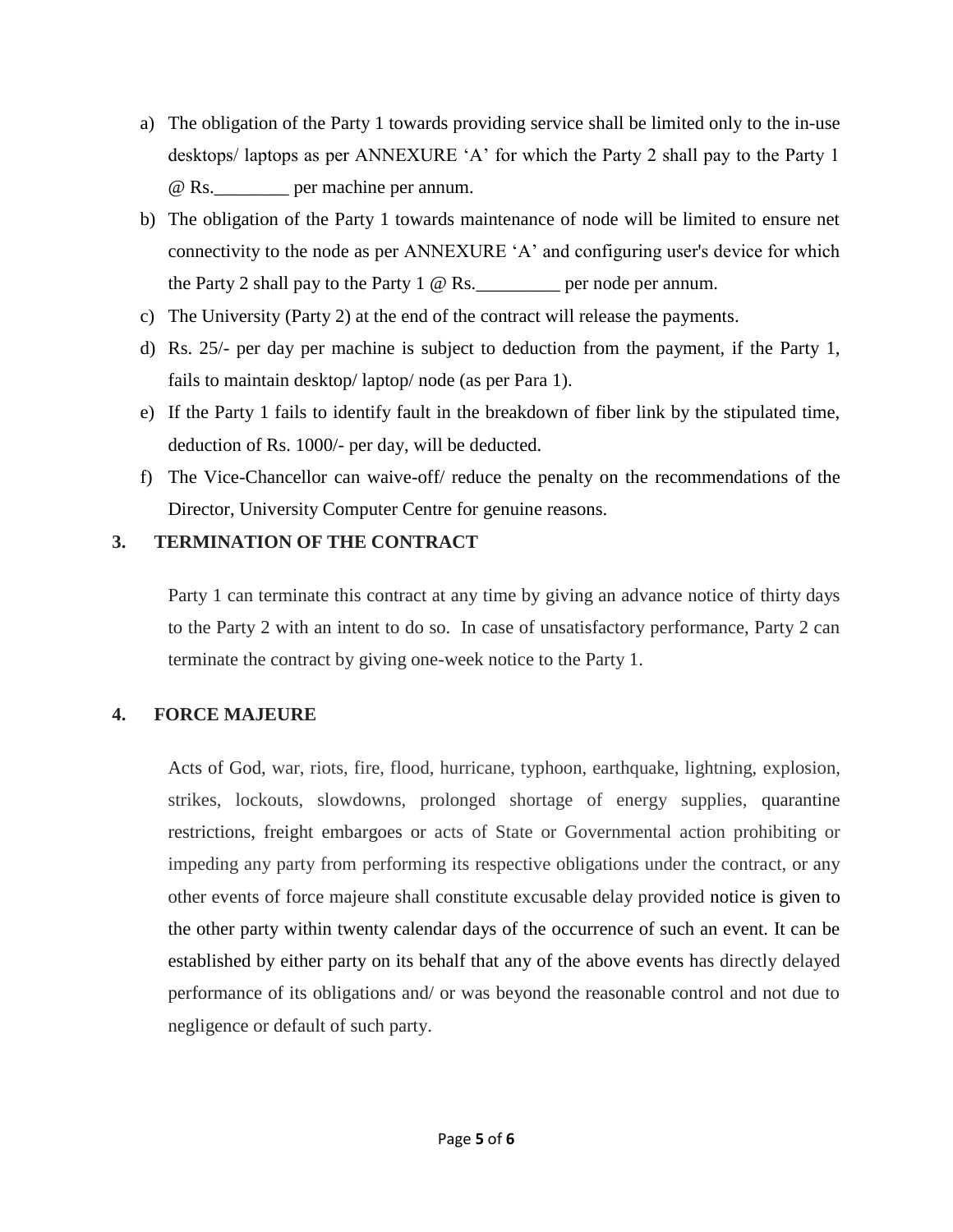a) The obligation of the Party 1 towards providing service shall be limited only to the in-use desktops/ laptops as per ANNEXURE 'A' for which the Party 2 shall pay to the Party 1 @ Rs.________ per machine per annum.
b) The obligation of the Party 1 towards maintenance of node will be limited to ensure net connectivity to the node as per ANNEXURE 'A' and configuring user's device for which the Party 2 shall pay to the Party 1 @ Rs._________ per node per annum.
c) The University (Party 2) at the end of the contract will release the payments.
d) Rs. 25/- per day per machine is subject to deduction from the payment, if the Party 1, fails to maintain desktop/ laptop/ node (as per Para 1).
e) If the Party 1 fails to identify fault in the breakdown of fiber link by the stipulated time, deduction of Rs. 1000/- per day, will be deducted.
f) The Vice-Chancellor can waive-off/ reduce the penalty on the recommendations of the Director, University Computer Centre for genuine reasons.

## 3. TERMINATION OF THE CONTRACT

Party 1 can terminate this contract at any time by giving an advance notice of thirty days to the Party 2 with an intent to do so. In case of unsatisfactory performance, Party 2 can terminate the contract by giving one-week notice to the Party 1.

## 4. FORCE MAJEURE

Acts of God, war, riots, fire, flood, hurricane, typhoon, earthquake, lightning, explosion, strikes, lockouts, slowdowns, prolonged shortage of energy supplies, quarantine restrictions, freight embargoes or acts of State or Governmental action prohibiting or impeding any party from performing its respective obligations under the contract, or any other events of force majeure shall constitute excusable delay provided notice is given to the other party within twenty calendar days of the occurrence of such an event. It can be established by either party on its behalf that any of the above events has directly delayed performance of its obligations and/ or was beyond the reasonable control and not due to negligence or default of such party.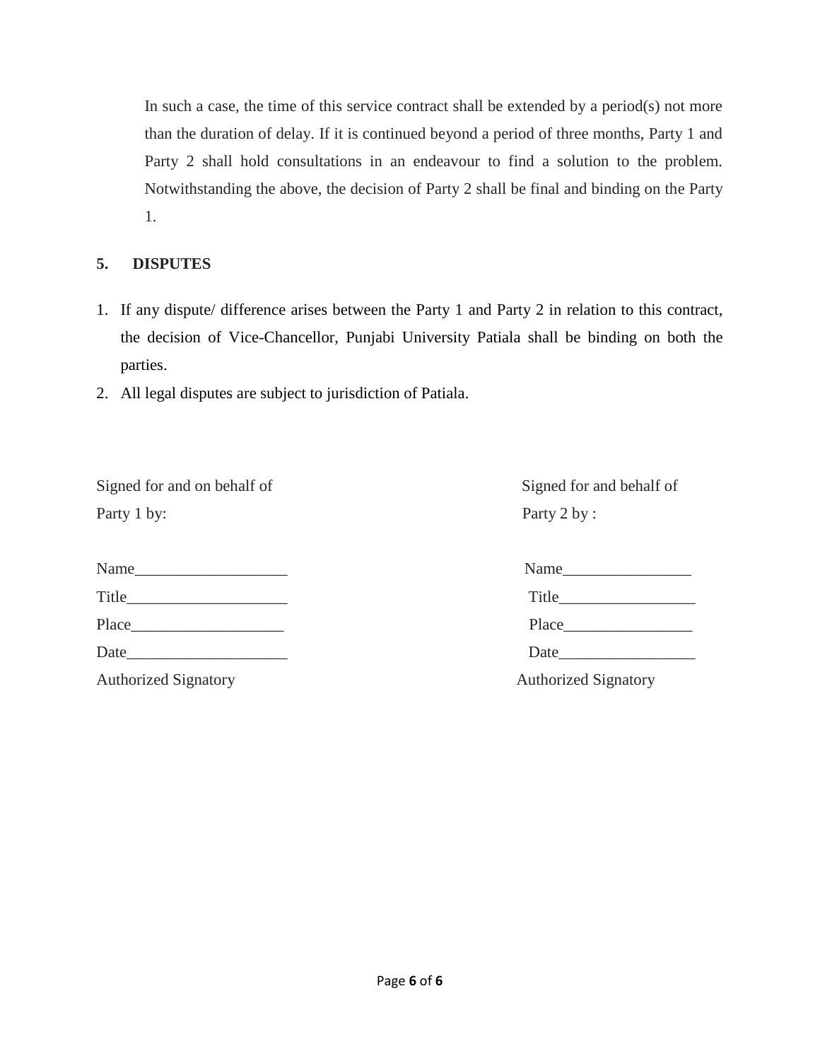In such a case, the time of this service contract shall be extended by a period(s) not more than the duration of delay. If it is continued beyond a period of three months, Party 1 and Party 2 shall hold consultations in an endeavour to find a solution to the problem. Notwithstanding the above, the decision of Party 2 shall be final and binding on the Party 1.

**5. DISPUTES**

1. If any dispute/ difference arises between the Party 1 and Party 2 in relation to this contract, the decision of Vice-Chancellor, Punjabi University Patiala shall be binding on both the parties.
2. All legal disputes are subject to jurisdiction of Patiala.

Signed for and on behalf of
Party 1 by:

Name___________________
Title____________________
Place___________________
Date____________________
Authorized Signatory

Signed for and behalf of
Party 2 by :

Name________________
Title_________________
Place________________
Date_________________
Authorized Signatory